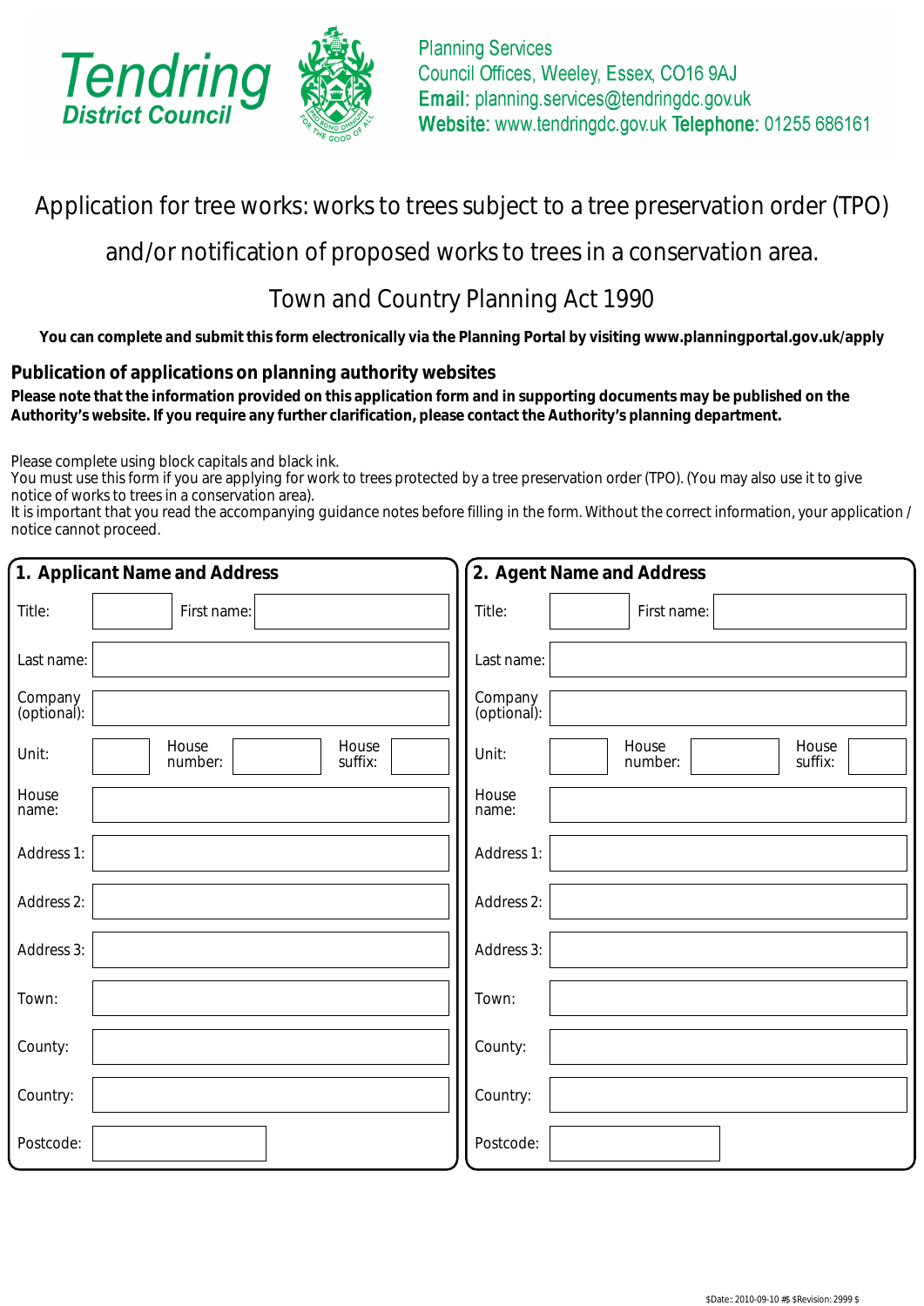**Tendring District Council**

Planning Services
Council Offices, Weeley, Essex, CO16 9AJ
**Email:** planning.services@tendringdc.gov.uk
**Website:** www.tendringdc.gov.uk **Telephone:** 01255 686161

# Application for tree works: works to trees subject to a tree preservation order (TPO) and/or notification of proposed works to trees in a conservation area.

## Town and Country Planning Act 1990

**You can complete and submit this form electronically via the Planning Portal by visiting www.planningportal.gov.uk/apply**

### Publication of applications on planning authority websites

**Please note that the information provided on this application form and in supporting documents may be published on the Authority's website. If you require any further clarification, please contact the Authority's planning department.**

Please complete using block capitals and black ink.
You must use this form if you are applying for work to trees protected by a tree preservation order (TPO). (You may also use it to give notice of works to trees in a conservation area).
It is important that you read the accompanying guidance notes before filling in the form. Without the correct information, your application / notice cannot proceed.

### 1. Applicant Name and Address

| | |
|---|---|
| Title: | First name: |
| Last name: | |
| Company (optional): | |
| Unit: | House number: / House suffix: |
| House name: | |
| Address 1: | |
| Address 2: | |
| Address 3: | |
| Town: | |
| County: | |
| Country: | |
| Postcode: | |

### 2. Agent Name and Address

| | |
|---|---|
| Title: | First name: |
| Last name: | |
| Company (optional): | |
| Unit: | House number: / House suffix: |
| House name: | |
| Address 1: | |
| Address 2: | |
| Address 3: | |
| Town: | |
| County: | |
| Country: | |
| Postcode: | |

$Date:: 2010-09-10 #$ $Revision: 2999 $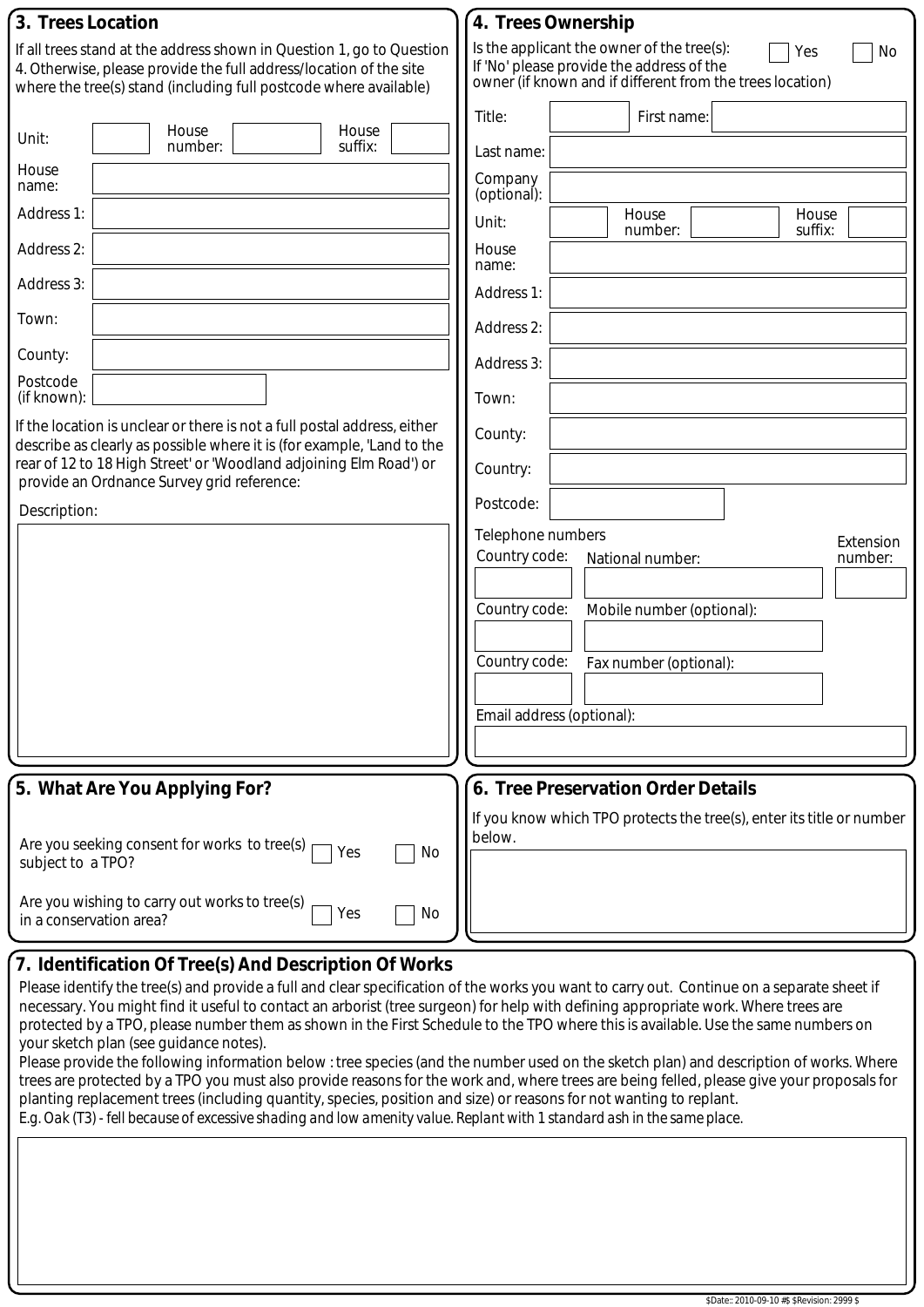## 3. Trees Location

If all trees stand at the address shown in Question 1, go to Question 4. Otherwise, please provide the full address/location of the site where the tree(s) stand (including full postcode where available)

Unit: ______ House number: ______ House suffix: ______

House name: ______

Address 1: ______

Address 2: ______

Address 3: ______

Town: ______

County: ______

Postcode (if known): ______

If the location is unclear or there is not a full postal address, either describe as clearly as possible where it is (for example, 'Land to the rear of 12 to 18 High Street' or 'Woodland adjoining Elm Road') or provide an Ordnance Survey grid reference:

Description:

## 4. Trees Ownership

Is the applicant the owner of the tree(s): ☐ Yes ☐ No

If 'No' please provide the address of the owner (if known and if different from the trees location)

Title: ______ First name: ______

Last name: ______

Company (optional): ______

Unit: ______ House number: ______ House suffix: ______

House name: ______

Address 1: ______

Address 2: ______

Address 3: ______

Town: ______

County: ______

Country: ______

Postcode: ______

Telephone numbers

| Country code: | National number: | Extension number: |
|---|---|---|
| | | |

| Country code: | Mobile number (optional): |
|---|---|
| | |

| Country code: | Fax number (optional): |
|---|---|
| | |

Email address (optional): ______

## 5. What Are You Applying For?

Are you seeking consent for works to tree(s) subject to a TPO? ☐ Yes ☐ No

Are you wishing to carry out works to tree(s) in a conservation area? ☐ Yes ☐ No

## 6. Tree Preservation Order Details

If you know which TPO protects the tree(s), enter its title or number below.

## 7. Identification Of Tree(s) And Description Of Works

Please identify the tree(s) and provide a full and clear specification of the works you want to carry out. Continue on a separate sheet if necessary. You might find it useful to contact an arborist (tree surgeon) for help with defining appropriate work. Where trees are protected by a TPO, please number them as shown in the First Schedule to the TPO where this is available. Use the same numbers on your sketch plan (see guidance notes).

Please provide the following information below : tree species (and the number used on the sketch plan) and description of works. Where trees are protected by a TPO you must also provide reasons for the work and, where trees are being felled, please give your proposals for planting replacement trees (including quantity, species, position and size) or reasons for not wanting to replant.

E.g. Oak (T3) - fell because of excessive shading and low amenity value. Replant with 1 standard ash in the same place.

$Date:: 2010-09-10 #$ $Revision: 2999 $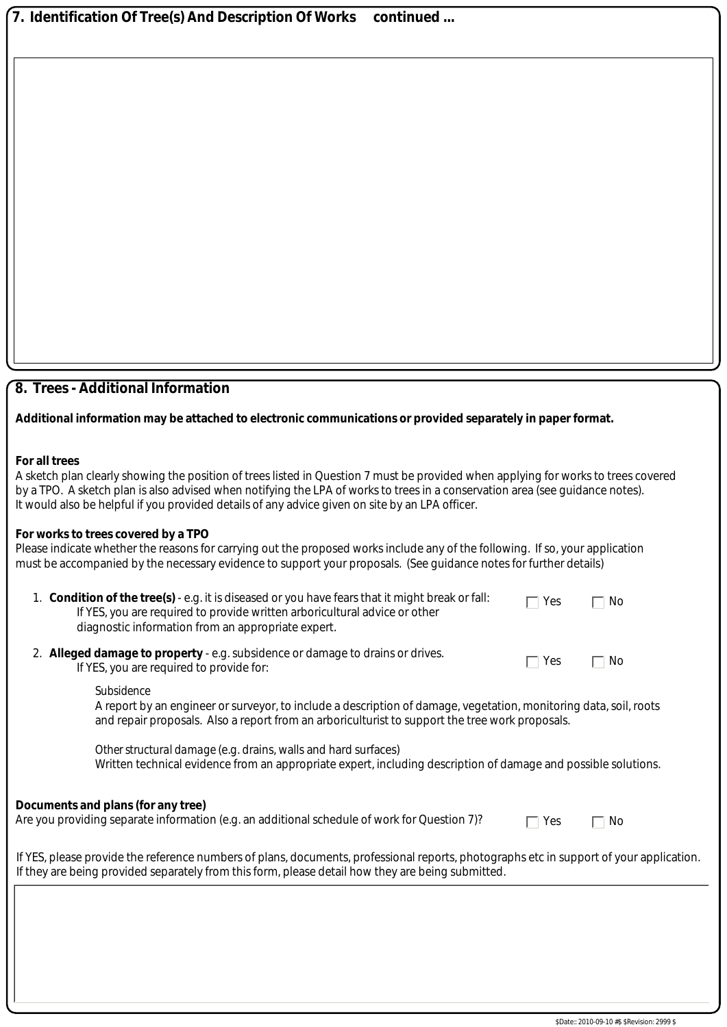## 7. Identification Of Tree(s) And Description Of Works continued ...

## 8. Trees - Additional Information

**Additional information may be attached to electronic communications or provided separately in paper format.**

**For all trees**

A sketch plan clearly showing the position of trees listed in Question 7 must be provided when applying for works to trees covered by a TPO. A sketch plan is also advised when notifying the LPA of works to trees in a conservation area (see guidance notes). It would also be helpful if you provided details of any advice given on site by an LPA officer.

**For works to trees covered by a TPO**

Please indicate whether the reasons for carrying out the proposed works include any of the following. If so, your application must be accompanied by the necessary evidence to support your proposals. (See guidance notes for further details)

1. **Condition of the tree(s)** - e.g. it is diseased or you have fears that it might break or fall: ☐ Yes ☐ No
   If YES, you are required to provide written arboricultural advice or other diagnostic information from an appropriate expert.

2. **Alleged damage to property** - e.g. subsidence or damage to drains or drives. ☐ Yes ☐ No
   If YES, you are required to provide for:

   Subsidence
   A report by an engineer or surveyor, to include a description of damage, vegetation, monitoring data, soil, roots and repair proposals. Also a report from an arboriculturist to support the tree work proposals.

   Other structural damage (e.g. drains, walls and hard surfaces)
   Written technical evidence from an appropriate expert, including description of damage and possible solutions.

**Documents and plans (for any tree)**

Are you providing separate information (e.g. an additional schedule of work for Question 7)? ☐ Yes ☐ No

If YES, please provide the reference numbers of plans, documents, professional reports, photographs etc in support of your application. If they are being provided separately from this form, please detail how they are being submitted.

$Date:: 2010-09-10 #$ $Revision: 2999 $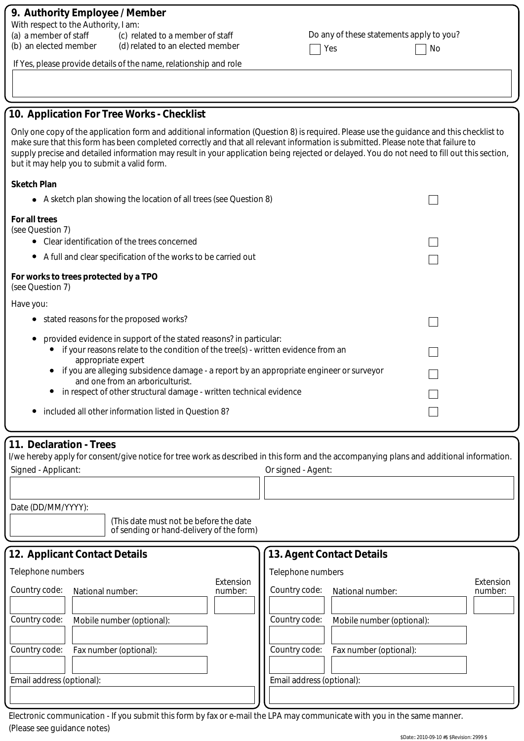## 9. Authority Employee / Member

With respect to the Authority, I am:

(a) a member of staff
(b) an elected member
(c) related to a member of staff
(d) related to an elected member

Do any of these statements apply to you?

☐ Yes ☐ No

If Yes, please provide details of the name, relationship and role

## 10. Application For Tree Works - Checklist

Only one copy of the application form and additional information (Question 8) is required. Please use the guidance and this checklist to make sure that this form has been completed correctly and that all relevant information is submitted. Please note that failure to supply precise and detailed information may result in your application being rejected or delayed. You do not need to fill out this section, but it may help you to submit a valid form.

**Sketch Plan**

- A sketch plan showing the location of all trees (see Question 8) ☐

**For all trees**
(see Question 7)

- Clear identification of the trees concerned ☐
- A full and clear specification of the works to be carried out ☐

**For works to trees protected by a TPO**
(see Question 7)

Have you:

- stated reasons for the proposed works? ☐
- provided evidence in support of the stated reasons? in particular:
    - if your reasons relate to the condition of the tree(s) - written evidence from an appropriate expert ☐
    - if you are alleging subsidence damage - a report by an appropriate engineer or surveyor and one from an arboriculturist. ☐
    - in respect of other structural damage - written technical evidence ☐
- included all other information listed in Question 8? ☐

## 11. Declaration - Trees

I/we hereby apply for consent/give notice for tree work as described in this form and the accompanying plans and additional information.

Signed - Applicant:

Or signed - Agent:

Date (DD/MM/YYYY):

(This date must not be before the date of sending or hand-delivery of the form)

## 12. Applicant Contact Details

Telephone numbers

Country code: National number: Extension number:

Country code: Mobile number (optional):

Country code: Fax number (optional):

Email address (optional):

## 13. Agent Contact Details

Telephone numbers

Country code: National number: Extension number:

Country code: Mobile number (optional):

Country code: Fax number (optional):

Email address (optional):

Electronic communication - If you submit this form by fax or e-mail the LPA may communicate with you in the same manner.
(Please see guidance notes)

$Date:: 2010-09-10 #$ $Revision: 2999 $